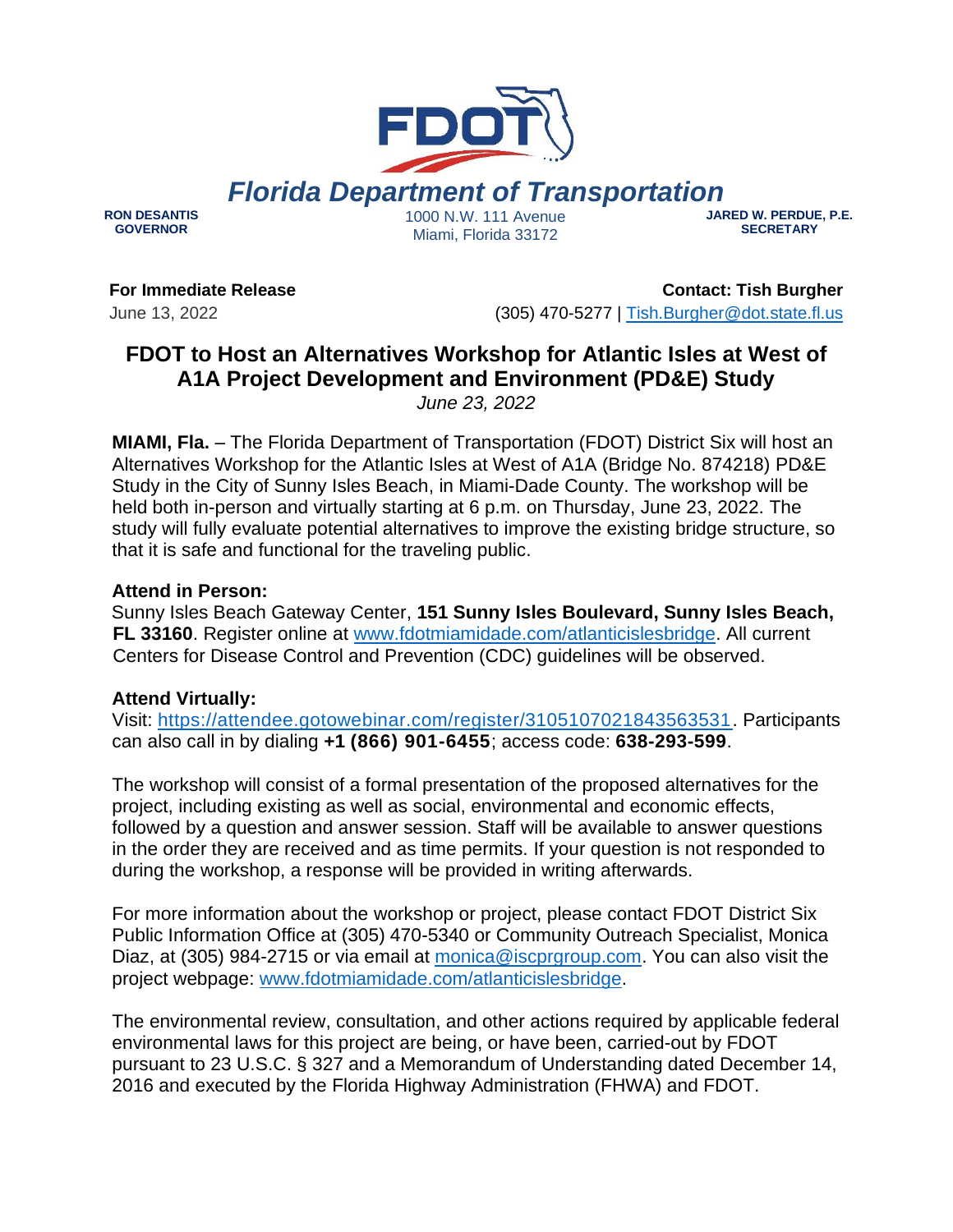**Florida Department of Transportation**

**RON DESANTIS**
**GOVERNOR**

1000 N.W. 111 Avenue
Miami, Florida 33172

**JARED W. PERDUE, P.E.**
**SECRETARY**

**For Immediate Release**
June 13, 2022

**Contact: Tish Burgher**
(305) 470-5277 | Tish.Burgher@dot.state.fl.us

# FDOT to Host an Alternatives Workshop for Atlantic Isles at West of A1A Project Development and Environment (PD&E) Study

*June 23, 2022*

**MIAMI, Fla.** – The Florida Department of Transportation (FDOT) District Six will host an Alternatives Workshop for the Atlantic Isles at West of A1A (Bridge No. 874218) PD&E Study in the City of Sunny Isles Beach, in Miami-Dade County. The workshop will be held both in-person and virtually starting at 6 p.m. on Thursday, June 23, 2022. The study will fully evaluate potential alternatives to improve the existing bridge structure, so that it is safe and functional for the traveling public.

**Attend in Person:**
Sunny Isles Beach Gateway Center, **151 Sunny Isles Boulevard, Sunny Isles Beach, FL 33160**. Register online at www.fdotmiamidade.com/atlanticislesbridge. All current Centers for Disease Control and Prevention (CDC) guidelines will be observed.

**Attend Virtually:**
Visit: https://attendee.gotowebinar.com/register/3105107021843563531. Participants can also call in by dialing **+1 (866) 901-6455**; access code: **638-293-599**.

The workshop will consist of a formal presentation of the proposed alternatives for the project, including existing as well as social, environmental and economic effects, followed by a question and answer session. Staff will be available to answer questions in the order they are received and as time permits. If your question is not responded to during the workshop, a response will be provided in writing afterwards.

For more information about the workshop or project, please contact FDOT District Six Public Information Office at (305) 470-5340 or Community Outreach Specialist, Monica Diaz, at (305) 984-2715 or via email at monica@iscprgroup.com. You can also visit the project webpage: www.fdotmiamidade.com/atlanticislesbridge.

The environmental review, consultation, and other actions required by applicable federal environmental laws for this project are being, or have been, carried-out by FDOT pursuant to 23 U.S.C. § 327 and a Memorandum of Understanding dated December 14, 2016 and executed by the Florida Highway Administration (FHWA) and FDOT.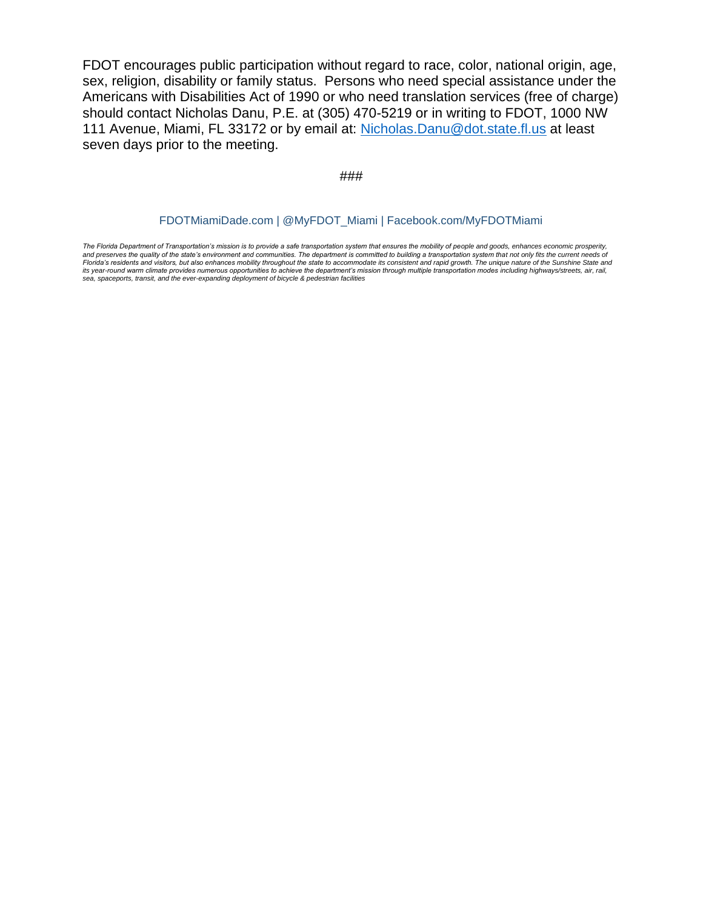FDOT encourages public participation without regard to race, color, national origin, age, sex, religion, disability or family status. Persons who need special assistance under the Americans with Disabilities Act of 1990 or who need translation services (free of charge) should contact Nicholas Danu, P.E. at (305) 470-5219 or in writing to FDOT, 1000 NW 111 Avenue, Miami, FL 33172 or by email at: [Nicholas.Danu@dot.state.fl.us](mailto:Nicholas.Danu@dot.state.fl.us) at least seven days prior to the meeting.

###

FDOTMiamiDade.com | @MyFDOT_Miami | Facebook.com/MyFDOTMiami

*The Florida Department of Transportation's mission is to provide a safe transportation system that ensures the mobility of people and goods, enhances economic prosperity, and preserves the quality of the state's environment and communities. The department is committed to building a transportation system that not only fits the current needs of Florida's residents and visitors, but also enhances mobility throughout the state to accommodate its consistent and rapid growth. The unique nature of the Sunshine State and its year-round warm climate provides numerous opportunities to achieve the department's mission through multiple transportation modes including highways/streets, air, rail, sea, spaceports, transit, and the ever-expanding deployment of bicycle & pedestrian facilities*